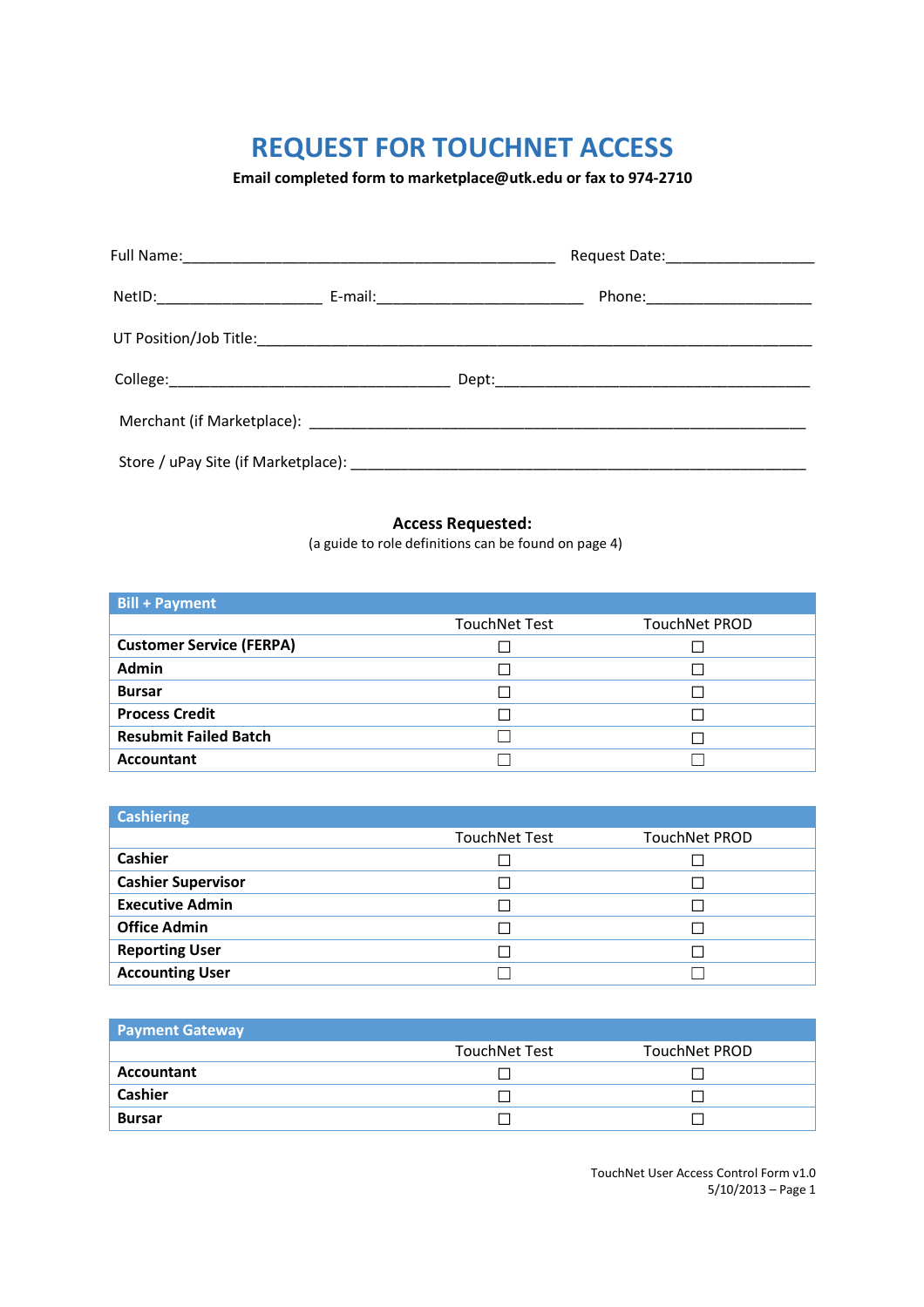# REQUEST FOR TOUCHNET ACCESS

**Email completed form to marketplace@utk.edu or fax to 974-2710**

Full Name:_____________________________________________ Request Date:_________________

NetID:___________________ E-mail:________________________ Phone:____________________

UT Position/Job Title:_________________________________________________________________

College:_________________________________ Dept:______________________________________

Merchant (if Marketplace): ___________________________________________________________

Store / uPay Site (if Marketplace): ____________________________________________________

**Access Requested:**

(a guide to role definitions can be found on page 4)

| Bill + Payment | TouchNet Test | TouchNet PROD |
|---|---|---|
| **Customer Service (FERPA)** | ☐ | ☐ |
| **Admin** | ☐ | ☐ |
| **Bursar** | ☐ | ☐ |
| **Process Credit** | ☐ | ☐ |
| **Resubmit Failed Batch** | ☐ | ☐ |
| **Accountant** | ☐ | ☐ |

| Cashiering | TouchNet Test | TouchNet PROD |
|---|---|---|
| **Cashier** | ☐ | ☐ |
| **Cashier Supervisor** | ☐ | ☐ |
| **Executive Admin** | ☐ | ☐ |
| **Office Admin** | ☐ | ☐ |
| **Reporting User** | ☐ | ☐ |
| **Accounting User** | ☐ | ☐ |

| Payment Gateway | TouchNet Test | TouchNet PROD |
|---|---|---|
| **Accountant** | ☐ | ☐ |
| **Cashier** | ☐ | ☐ |
| **Bursar** | ☐ | ☐ |

TouchNet User Access Control Form v1.0
5/10/2013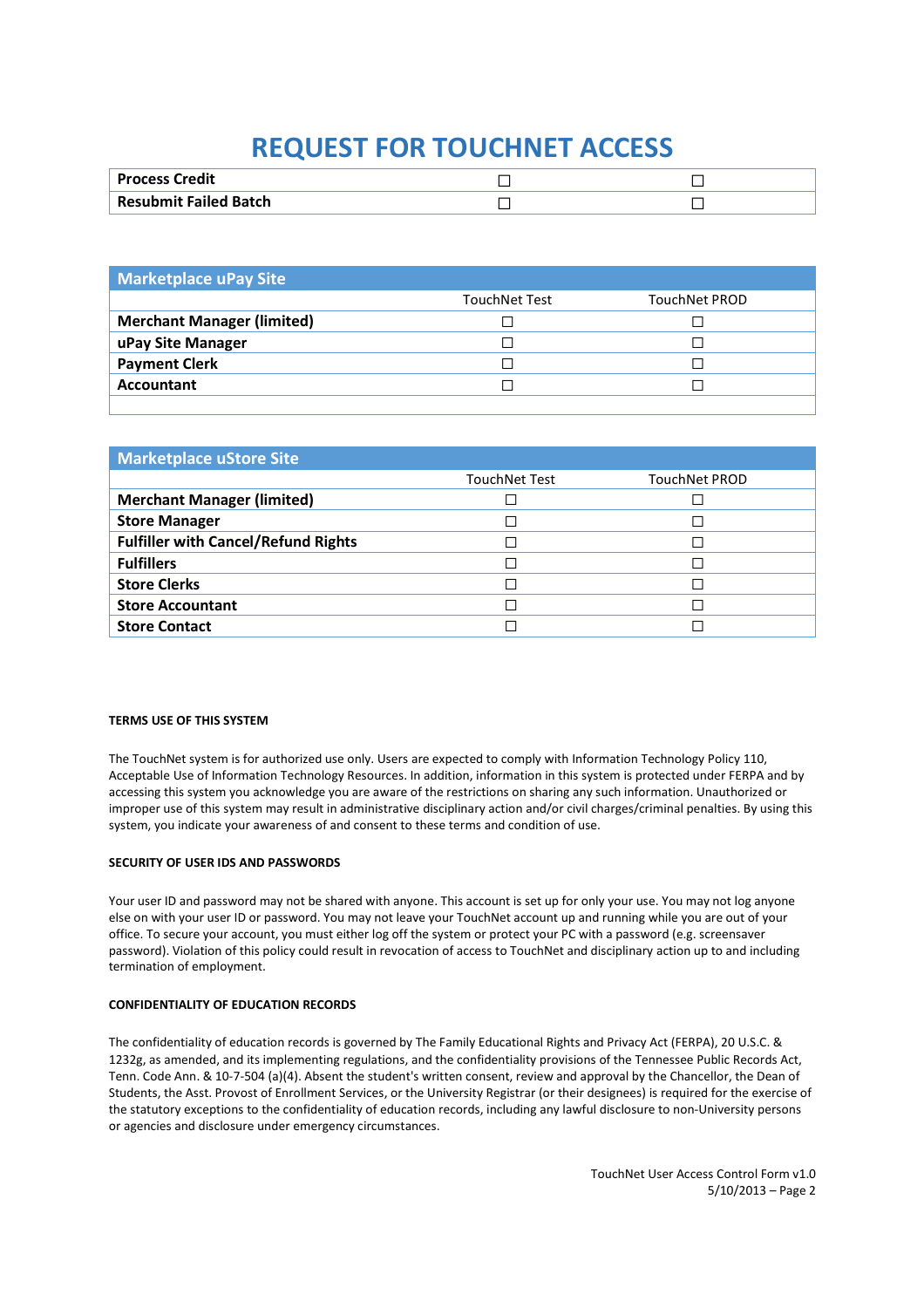# REQUEST FOR TOUCHNET ACCESS

| | | |
|---|---|---|
| **Process Credit** | ☐ | ☐ |
| **Resubmit Failed Batch** | ☐ | ☐ |

| Marketplace uPay Site | | |
|---|---|---|
| | TouchNet Test | TouchNet PROD |
| **Merchant Manager (limited)** | ☐ | ☐ |
| **uPay Site Manager** | ☐ | ☐ |
| **Payment Clerk** | ☐ | ☐ |
| **Accountant** | ☐ | ☐ |
| | | |

| Marketplace uStore Site | | |
|---|---|---|
| | TouchNet Test | TouchNet PROD |
| **Merchant Manager (limited)** | ☐ | ☐ |
| **Store Manager** | ☐ | ☐ |
| **Fulfiller with Cancel/Refund Rights** | ☐ | ☐ |
| **Fulfillers** | ☐ | ☐ |
| **Store Clerks** | ☐ | ☐ |
| **Store Accountant** | ☐ | ☐ |
| **Store Contact** | ☐ | ☐ |

**TERMS USE OF THIS SYSTEM**

The TouchNet system is for authorized use only. Users are expected to comply with Information Technology Policy 110, Acceptable Use of Information Technology Resources. In addition, information in this system is protected under FERPA and by accessing this system you acknowledge you are aware of the restrictions on sharing any such information. Unauthorized or improper use of this system may result in administrative disciplinary action and/or civil charges/criminal penalties. By using this system, you indicate your awareness of and consent to these terms and condition of use.

**SECURITY OF USER IDS AND PASSWORDS**

Your user ID and password may not be shared with anyone. This account is set up for only your use. You may not log anyone else on with your user ID or password. You may not leave your TouchNet account up and running while you are out of your office. To secure your account, you must either log off the system or protect your PC with a password (e.g. screensaver password). Violation of this policy could result in revocation of access to TouchNet and disciplinary action up to and including termination of employment.

**CONFIDENTIALITY OF EDUCATION RECORDS**

The confidentiality of education records is governed by The Family Educational Rights and Privacy Act (FERPA), 20 U.S.C. & 1232g, as amended, and its implementing regulations, and the confidentiality provisions of the Tennessee Public Records Act, Tenn. Code Ann. & 10-7-504 (a)(4). Absent the student's written consent, review and approval by the Chancellor, the Dean of Students, the Asst. Provost of Enrollment Services, or the University Registrar (or their designees) is required for the exercise of the statutory exceptions to the confidentiality of education records, including any lawful disclosure to non-University persons or agencies and disclosure under emergency circumstances.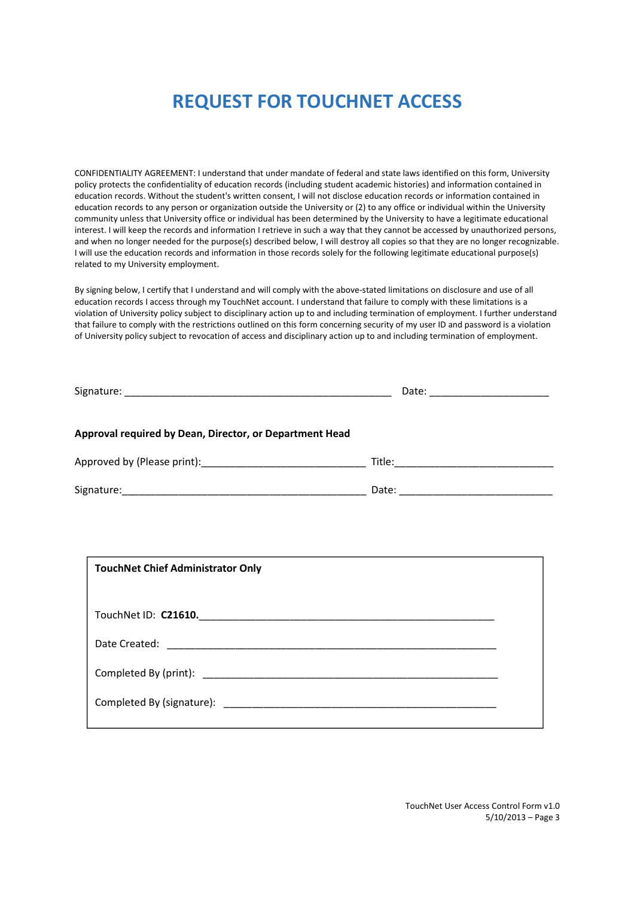# REQUEST FOR TOUCHNET ACCESS

CONFIDENTIALITY AGREEMENT: I understand that under mandate of federal and state laws identified on this form, University policy protects the confidentiality of education records (including student academic histories) and information contained in education records. Without the student's written consent, I will not disclose education records or information contained in education records to any person or organization outside the University or (2) to any office or individual within the University community unless that University office or individual has been determined by the University to have a legitimate educational interest. I will keep the records and information I retrieve in such a way that they cannot be accessed by unauthorized persons, and when no longer needed for the purpose(s) described below, I will destroy all copies so that they are no longer recognizable. I will use the education records and information in those records solely for the following legitimate educational purpose(s) related to my University employment.

By signing below, I certify that I understand and will comply with the above-stated limitations on disclosure and use of all education records I access through my TouchNet account. I understand that failure to comply with these limitations is a violation of University policy subject to disciplinary action up to and including termination of employment. I further understand that failure to comply with the restrictions outlined on this form concerning security of my user ID and password is a violation of University policy subject to revocation of access and disciplinary action up to and including termination of employment.

Signature: ________________________________________________ Date: _____________________

**Approval required by Dean, Director, or Department Head**

Approved by (Please print):_____________________________ Title:____________________________

Signature:____________________________________________ Date: ___________________________

**TouchNet Chief Administrator Only**

TouchNet ID: **C21610.**_____________________________________________________

Date Created: ___________________________________________________________

Completed By (print): _____________________________________________________

Completed By (signature): _________________________________________________

TouchNet User Access Control Form v1.0
5/10/2013 – Page 3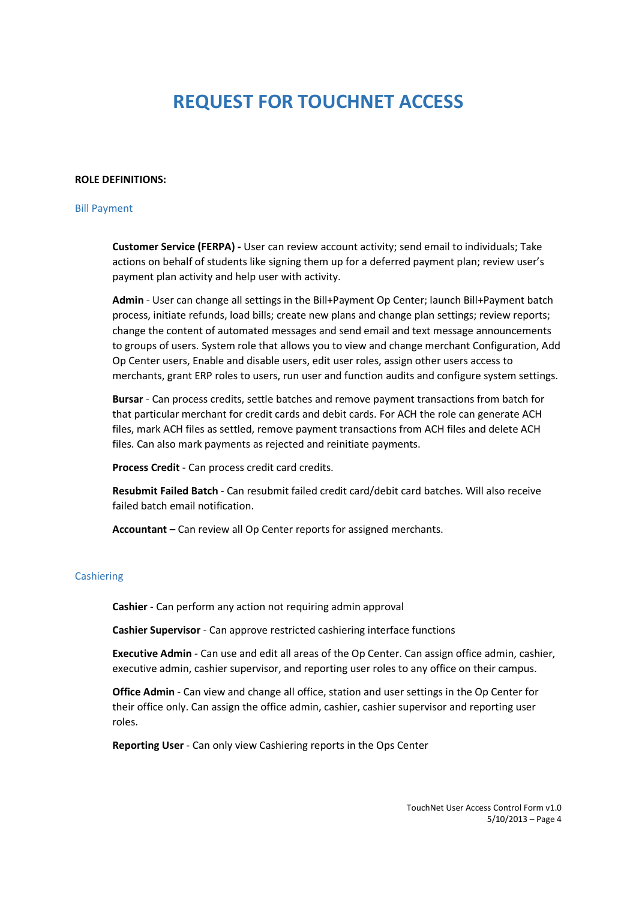# REQUEST FOR TOUCHNET ACCESS

**ROLE DEFINITIONS:**

## Bill Payment

**Customer Service (FERPA) -** User can review account activity; send email to individuals; Take actions on behalf of students like signing them up for a deferred payment plan; review user's payment plan activity and help user with activity.

**Admin** - User can change all settings in the Bill+Payment Op Center; launch Bill+Payment batch process, initiate refunds, load bills; create new plans and change plan settings; review reports; change the content of automated messages and send email and text message announcements to groups of users. System role that allows you to view and change merchant Configuration, Add Op Center users, Enable and disable users, edit user roles, assign other users access to merchants, grant ERP roles to users, run user and function audits and configure system settings.

**Bursar** - Can process credits, settle batches and remove payment transactions from batch for that particular merchant for credit cards and debit cards. For ACH the role can generate ACH files, mark ACH files as settled, remove payment transactions from ACH files and delete ACH files. Can also mark payments as rejected and reinitiate payments.

**Process Credit** - Can process credit card credits.

**Resubmit Failed Batch** - Can resubmit failed credit card/debit card batches. Will also receive failed batch email notification.

**Accountant** – Can review all Op Center reports for assigned merchants.

## Cashiering

**Cashier** - Can perform any action not requiring admin approval

**Cashier Supervisor** - Can approve restricted cashiering interface functions

**Executive Admin** - Can use and edit all areas of the Op Center. Can assign office admin, cashier, executive admin, cashier supervisor, and reporting user roles to any office on their campus.

**Office Admin** - Can view and change all office, station and user settings in the Op Center for their office only. Can assign the office admin, cashier, cashier supervisor and reporting user roles.

**Reporting User** - Can only view Cashiering reports in the Ops Center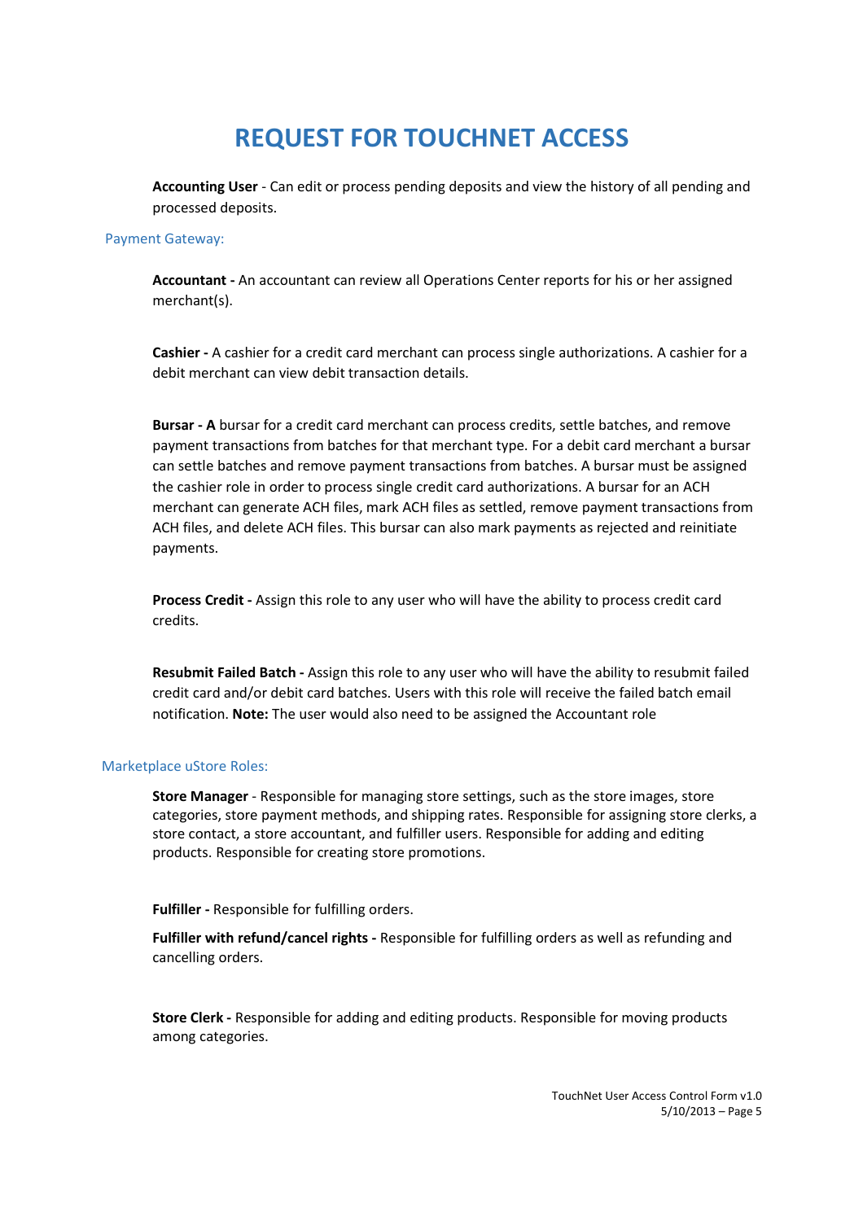# REQUEST FOR TOUCHNET ACCESS

**Accounting User** - Can edit or process pending deposits and view the history of all pending and processed deposits.

Payment Gateway:

**Accountant -** An accountant can review all Operations Center reports for his or her assigned merchant(s).

**Cashier -** A cashier for a credit card merchant can process single authorizations. A cashier for a debit merchant can view debit transaction details.

**Bursar - A** bursar for a credit card merchant can process credits, settle batches, and remove payment transactions from batches for that merchant type. For a debit card merchant a bursar can settle batches and remove payment transactions from batches. A bursar must be assigned the cashier role in order to process single credit card authorizations. A bursar for an ACH merchant can generate ACH files, mark ACH files as settled, remove payment transactions from ACH files, and delete ACH files. This bursar can also mark payments as rejected and reinitiate payments.

**Process Credit -** Assign this role to any user who will have the ability to process credit card credits.

**Resubmit Failed Batch -** Assign this role to any user who will have the ability to resubmit failed credit card and/or debit card batches. Users with this role will receive the failed batch email notification. **Note:** The user would also need to be assigned the Accountant role

Marketplace uStore Roles:

**Store Manager** - Responsible for managing store settings, such as the store images, store categories, store payment methods, and shipping rates. Responsible for assigning store clerks, a store contact, a store accountant, and fulfiller users. Responsible for adding and editing products. Responsible for creating store promotions.

**Fulfiller -** Responsible for fulfilling orders.

**Fulfiller with refund/cancel rights -** Responsible for fulfilling orders as well as refunding and cancelling orders.

**Store Clerk -** Responsible for adding and editing products. Responsible for moving products among categories.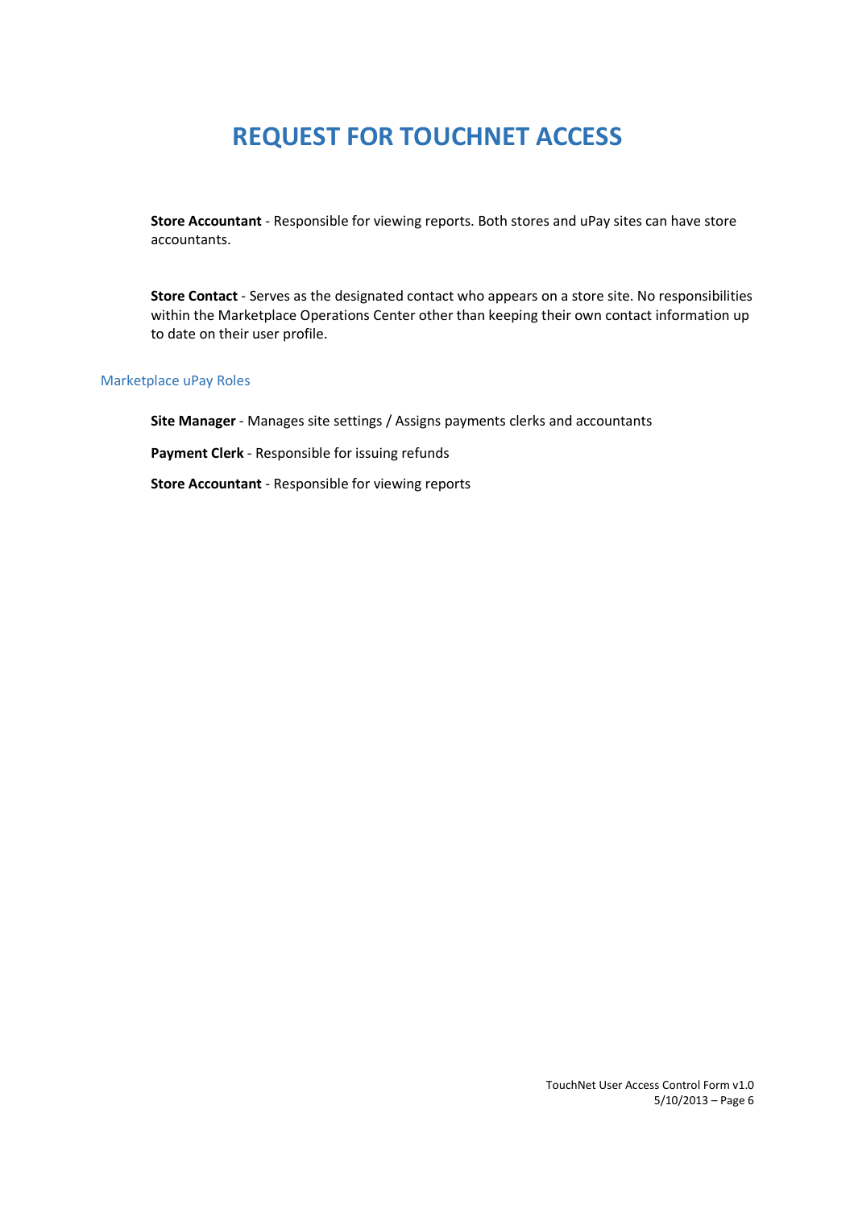# REQUEST FOR TOUCHNET ACCESS

**Store Accountant** - Responsible for viewing reports. Both stores and uPay sites can have store accountants.

**Store Contact** - Serves as the designated contact who appears on a store site. No responsibilities within the Marketplace Operations Center other than keeping their own contact information up to date on their user profile.

## Marketplace uPay Roles

**Site Manager** - Manages site settings / Assigns payments clerks and accountants

**Payment Clerk** - Responsible for issuing refunds

**Store Accountant** - Responsible for viewing reports